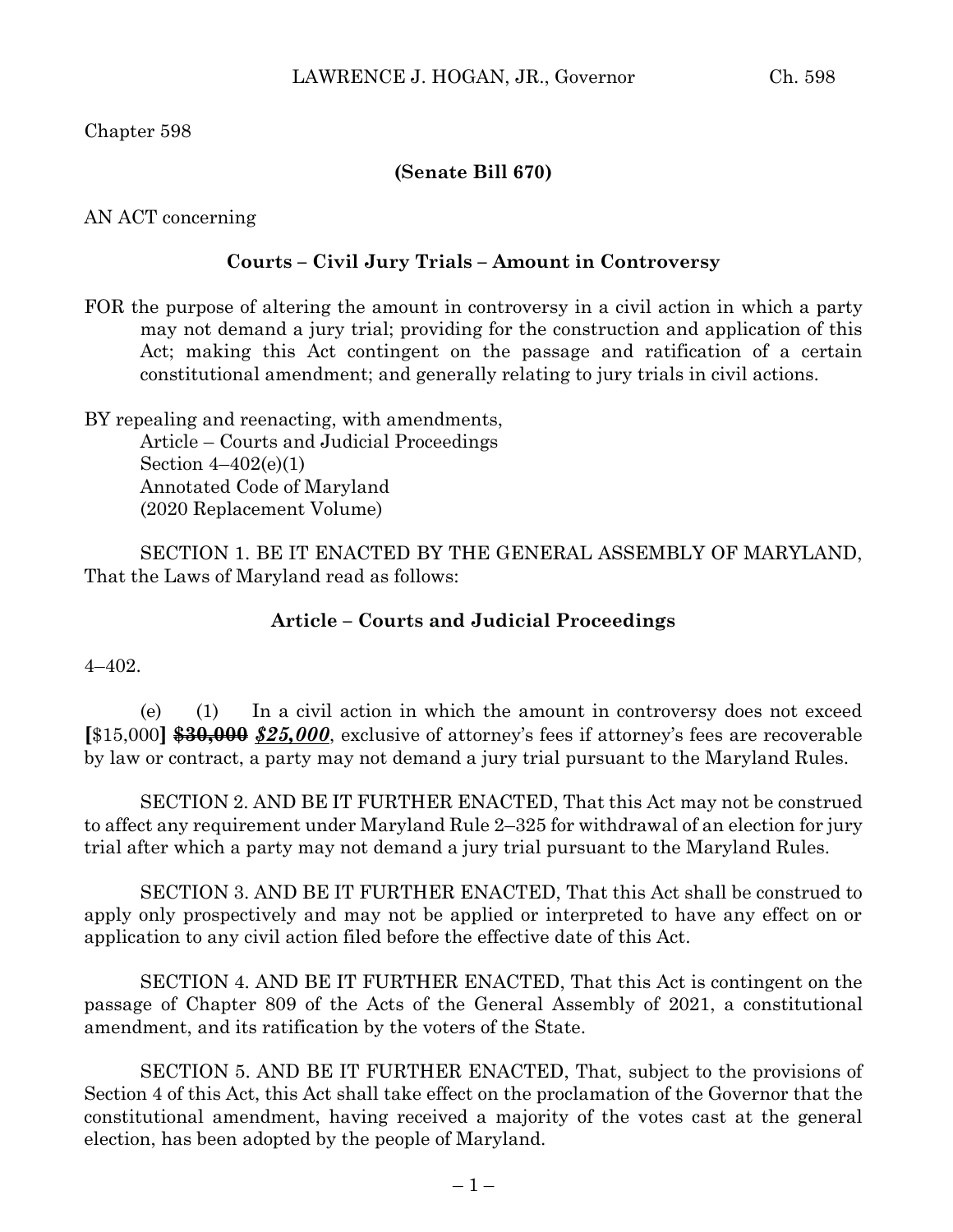Chapter 598

**(Senate Bill 670)**

AN ACT concerning

**Courts – Civil Jury Trials – Amount in Controversy**

FOR the purpose of altering the amount in controversy in a civil action in which a party may not demand a jury trial; providing for the construction and application of this Act; making this Act contingent on the passage and ratification of a certain constitutional amendment; and generally relating to jury trials in civil actions.

BY repealing and reenacting, with amendments,
Article – Courts and Judicial Proceedings
Section 4–402(e)(1)
Annotated Code of Maryland
(2020 Replacement Volume)

SECTION 1. BE IT ENACTED BY THE GENERAL ASSEMBLY OF MARYLAND, That the Laws of Maryland read as follows:

**Article – Courts and Judicial Proceedings**

4–402.

(e) (1) In a civil action in which the amount in controversy does not exceed **[**$15,000**]** ~~**$30,000**~~ ***$25,000***, exclusive of attorney's fees if attorney's fees are recoverable by law or contract, a party may not demand a jury trial pursuant to the Maryland Rules.

SECTION 2. AND BE IT FURTHER ENACTED, That this Act may not be construed to affect any requirement under Maryland Rule 2–325 for withdrawal of an election for jury trial after which a party may not demand a jury trial pursuant to the Maryland Rules.

SECTION 3. AND BE IT FURTHER ENACTED, That this Act shall be construed to apply only prospectively and may not be applied or interpreted to have any effect on or application to any civil action filed before the effective date of this Act.

SECTION 4. AND BE IT FURTHER ENACTED, That this Act is contingent on the passage of Chapter 809 of the Acts of the General Assembly of 2021, a constitutional amendment, and its ratification by the voters of the State.

SECTION 5. AND BE IT FURTHER ENACTED, That, subject to the provisions of Section 4 of this Act, this Act shall take effect on the proclamation of the Governor that the constitutional amendment, having received a majority of the votes cast at the general election, has been adopted by the people of Maryland.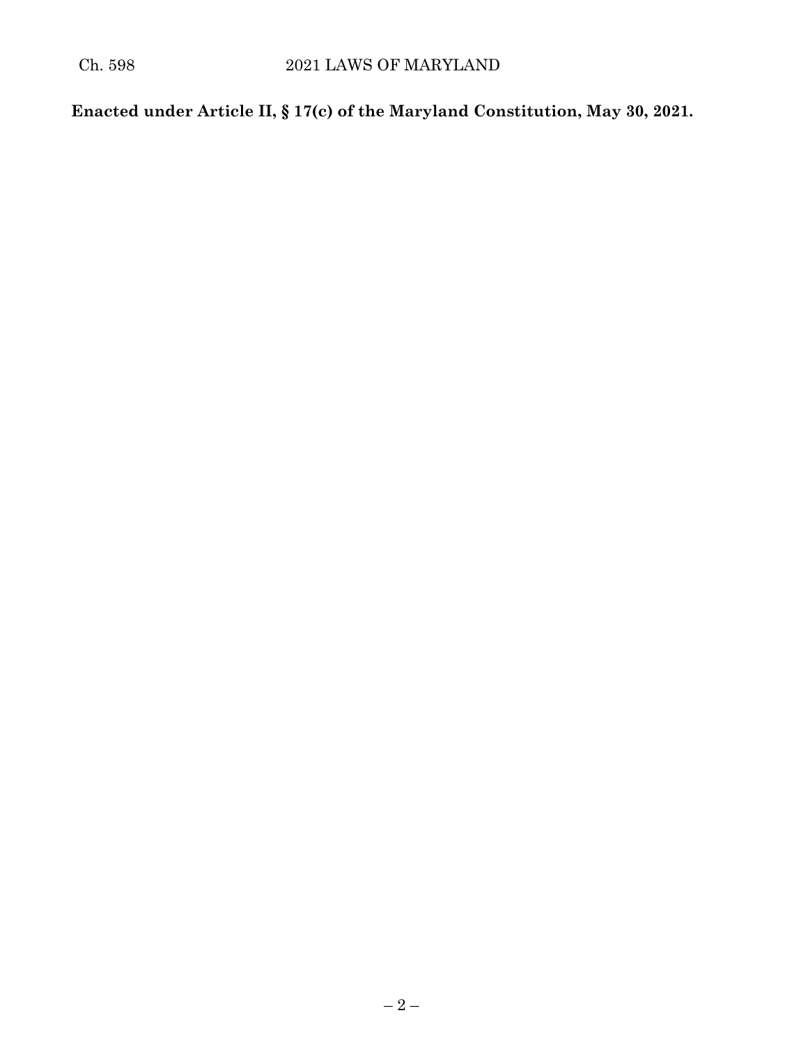**Enacted under Article II, § 17(c) of the Maryland Constitution, May 30, 2021.**